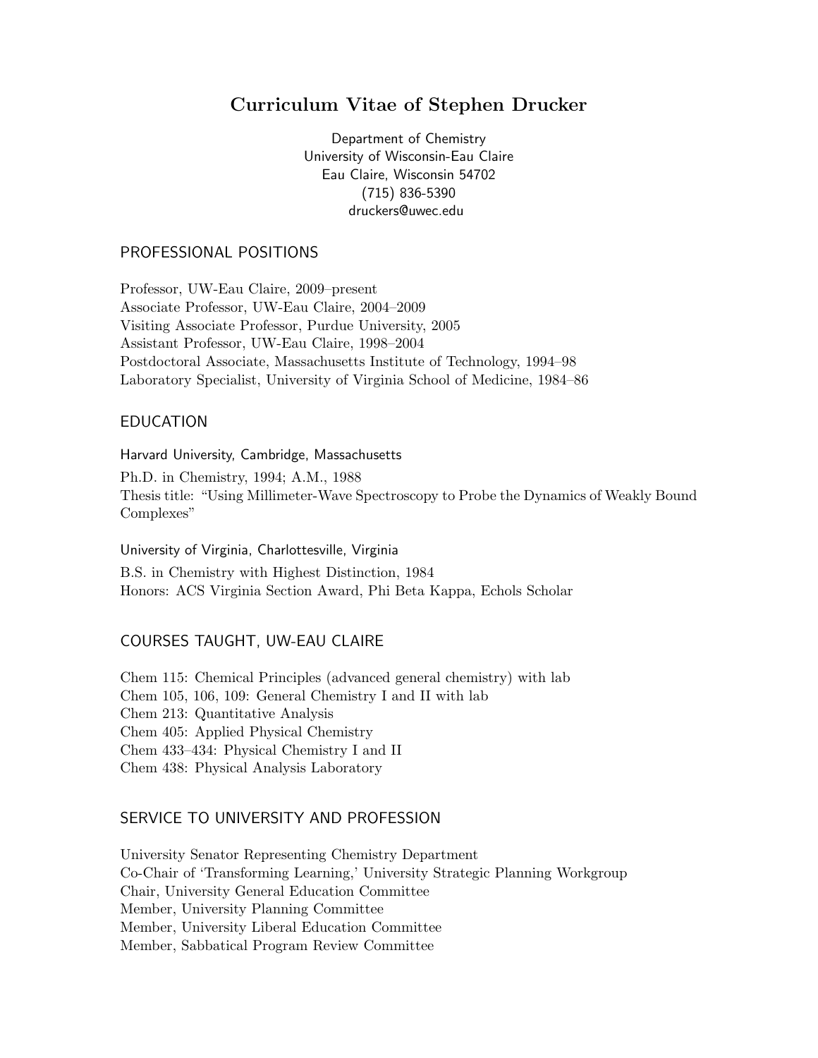# Curriculum Vitae of Stephen Drucker

Department of Chemistry
University of Wisconsin-Eau Claire
Eau Claire, Wisconsin 54702
(715) 836-5390
druckers@uwec.edu

## PROFESSIONAL POSITIONS

Professor, UW-Eau Claire, 2009–present
Associate Professor, UW-Eau Claire, 2004–2009
Visiting Associate Professor, Purdue University, 2005
Assistant Professor, UW-Eau Claire, 1998–2004
Postdoctoral Associate, Massachusetts Institute of Technology, 1994–98
Laboratory Specialist, University of Virginia School of Medicine, 1984–86

## EDUCATION

### Harvard University, Cambridge, Massachusetts

Ph.D. in Chemistry, 1994; A.M., 1988
Thesis title: "Using Millimeter-Wave Spectroscopy to Probe the Dynamics of Weakly Bound Complexes"

### University of Virginia, Charlottesville, Virginia

B.S. in Chemistry with Highest Distinction, 1984
Honors: ACS Virginia Section Award, Phi Beta Kappa, Echols Scholar

## COURSES TAUGHT, UW-EAU CLAIRE

Chem 115: Chemical Principles (advanced general chemistry) with lab
Chem 105, 106, 109: General Chemistry I and II with lab
Chem 213: Quantitative Analysis
Chem 405: Applied Physical Chemistry
Chem 433–434: Physical Chemistry I and II
Chem 438: Physical Analysis Laboratory

## SERVICE TO UNIVERSITY AND PROFESSION

University Senator Representing Chemistry Department
Co-Chair of 'Transforming Learning,' University Strategic Planning Workgroup
Chair, University General Education Committee
Member, University Planning Committee
Member, University Liberal Education Committee
Member, Sabbatical Program Review Committee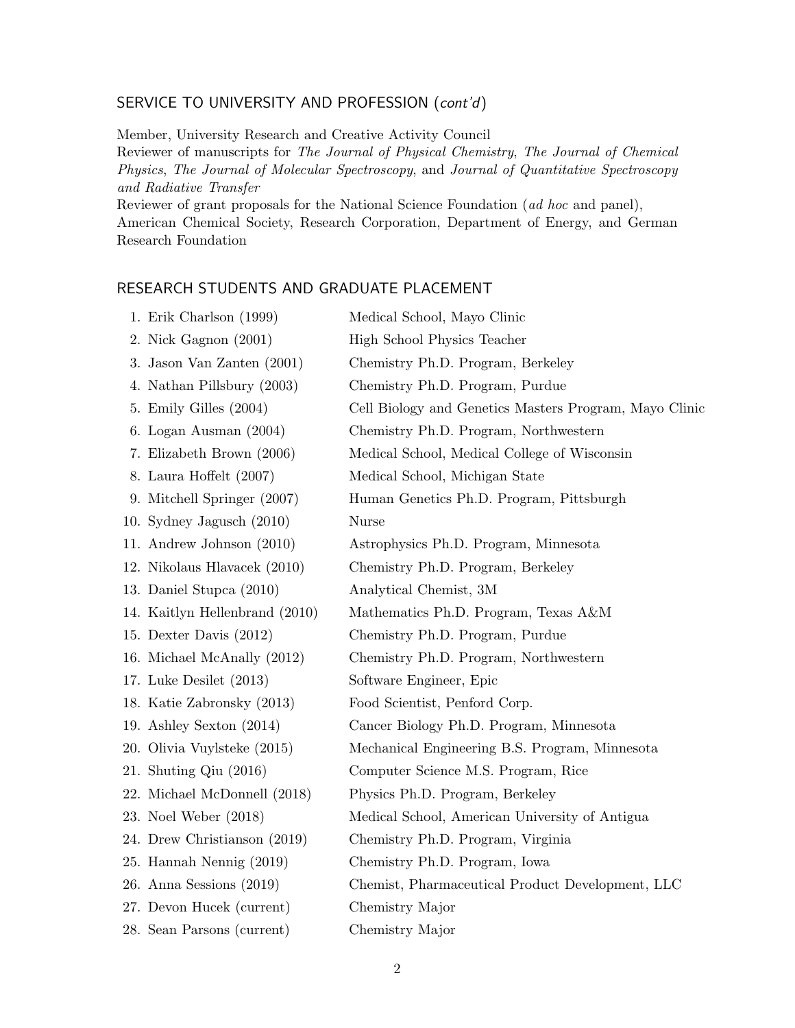## SERVICE TO UNIVERSITY AND PROFESSION (*cont'd*)

Member, University Research and Creative Activity Council
Reviewer of manuscripts for *The Journal of Physical Chemistry*, *The Journal of Chemical Physics*, *The Journal of Molecular Spectroscopy*, and *Journal of Quantitative Spectroscopy and Radiative Transfer*
Reviewer of grant proposals for the National Science Foundation (*ad hoc* and panel), American Chemical Society, Research Corporation, Department of Energy, and German Research Foundation

## RESEARCH STUDENTS AND GRADUATE PLACEMENT

| | |
|---|---|
| 1. Erik Charlson (1999) | Medical School, Mayo Clinic |
| 2. Nick Gagnon (2001) | High School Physics Teacher |
| 3. Jason Van Zanten (2001) | Chemistry Ph.D. Program, Berkeley |
| 4. Nathan Pillsbury (2003) | Chemistry Ph.D. Program, Purdue |
| 5. Emily Gilles (2004) | Cell Biology and Genetics Masters Program, Mayo Clinic |
| 6. Logan Ausman (2004) | Chemistry Ph.D. Program, Northwestern |
| 7. Elizabeth Brown (2006) | Medical School, Medical College of Wisconsin |
| 8. Laura Hoffelt (2007) | Medical School, Michigan State |
| 9. Mitchell Springer (2007) | Human Genetics Ph.D. Program, Pittsburgh |
| 10. Sydney Jagusch (2010) | Nurse |
| 11. Andrew Johnson (2010) | Astrophysics Ph.D. Program, Minnesota |
| 12. Nikolaus Hlavacek (2010) | Chemistry Ph.D. Program, Berkeley |
| 13. Daniel Stupca (2010) | Analytical Chemist, 3M |
| 14. Kaitlyn Hellenbrand (2010) | Mathematics Ph.D. Program, Texas A&M |
| 15. Dexter Davis (2012) | Chemistry Ph.D. Program, Purdue |
| 16. Michael McAnally (2012) | Chemistry Ph.D. Program, Northwestern |
| 17. Luke Desilet (2013) | Software Engineer, Epic |
| 18. Katie Zabronsky (2013) | Food Scientist, Penford Corp. |
| 19. Ashley Sexton (2014) | Cancer Biology Ph.D. Program, Minnesota |
| 20. Olivia Vuylsteke (2015) | Mechanical Engineering B.S. Program, Minnesota |
| 21. Shuting Qiu (2016) | Computer Science M.S. Program, Rice |
| 22. Michael McDonnell (2018) | Physics Ph.D. Program, Berkeley |
| 23. Noel Weber (2018) | Medical School, American University of Antigua |
| 24. Drew Christianson (2019) | Chemistry Ph.D. Program, Virginia |
| 25. Hannah Nennig (2019) | Chemistry Ph.D. Program, Iowa |
| 26. Anna Sessions (2019) | Chemist, Pharmaceutical Product Development, LLC |
| 27. Devon Hucek (current) | Chemistry Major |
| 28. Sean Parsons (current) | Chemistry Major |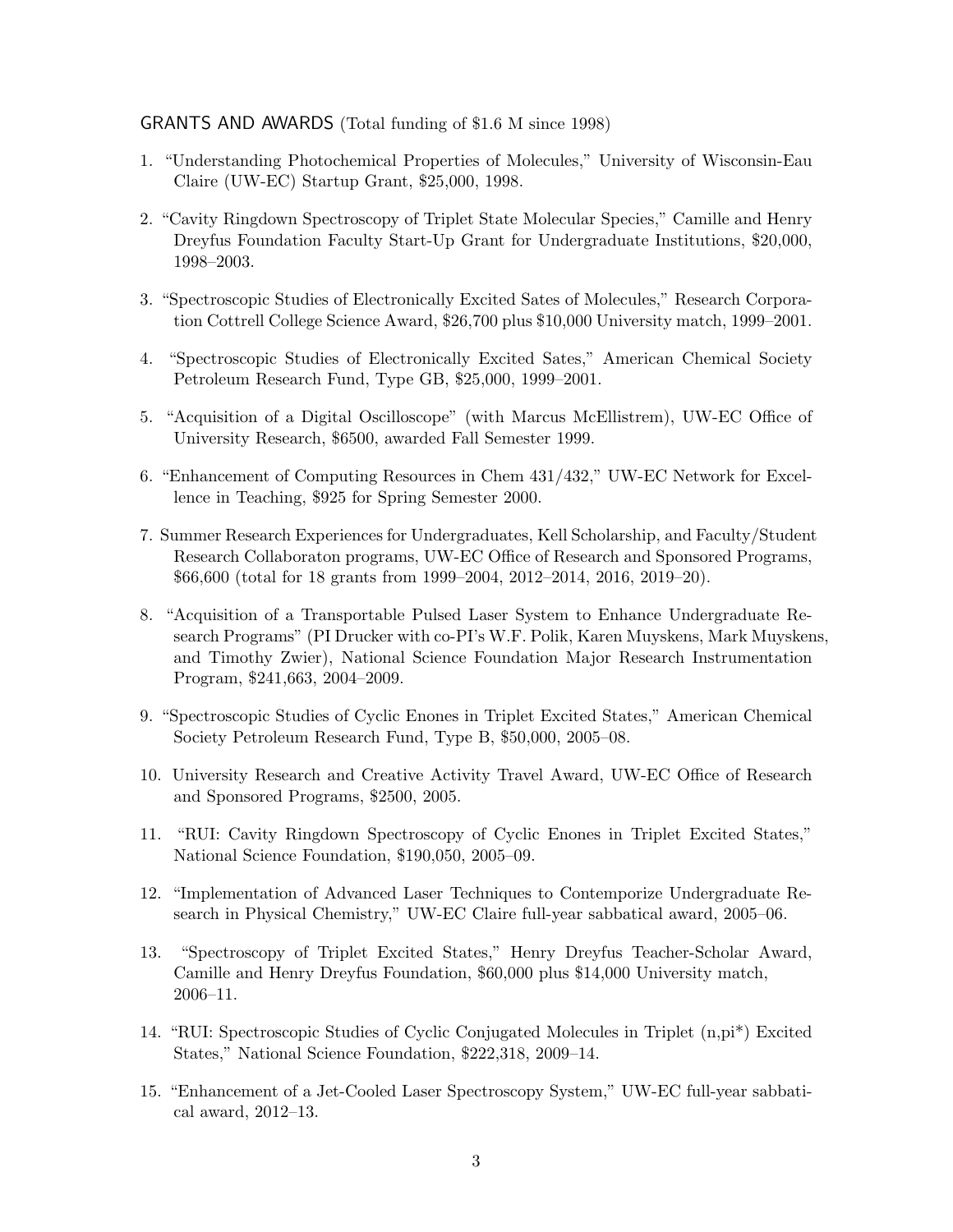## GRANTS AND AWARDS (Total funding of $1.6 M since 1998)

1. "Understanding Photochemical Properties of Molecules," University of Wisconsin-Eau Claire (UW-EC) Startup Grant, $25,000, 1998.

2. "Cavity Ringdown Spectroscopy of Triplet State Molecular Species," Camille and Henry Dreyfus Foundation Faculty Start-Up Grant for Undergraduate Institutions, $20,000, 1998–2003.

3. "Spectroscopic Studies of Electronically Excited Sates of Molecules," Research Corporation Cottrell College Science Award, $26,700 plus $10,000 University match, 1999–2001.

4. "Spectroscopic Studies of Electronically Excited Sates," American Chemical Society Petroleum Research Fund, Type GB, $25,000, 1999–2001.

5. "Acquisition of a Digital Oscilloscope" (with Marcus McEllistrem), UW-EC Office of University Research, $6500, awarded Fall Semester 1999.

6. "Enhancement of Computing Resources in Chem 431/432," UW-EC Network for Excellence in Teaching, $925 for Spring Semester 2000.

7. Summer Research Experiences for Undergraduates, Kell Scholarship, and Faculty/Student Research Collaboraton programs, UW-EC Office of Research and Sponsored Programs, $66,600 (total for 18 grants from 1999–2004, 2012–2014, 2016, 2019–20).

8. "Acquisition of a Transportable Pulsed Laser System to Enhance Undergraduate Research Programs" (PI Drucker with co-PI's W.F. Polik, Karen Muyskens, Mark Muyskens, and Timothy Zwier), National Science Foundation Major Research Instrumentation Program, $241,663, 2004–2009.

9. "Spectroscopic Studies of Cyclic Enones in Triplet Excited States," American Chemical Society Petroleum Research Fund, Type B, $50,000, 2005–08.

10. University Research and Creative Activity Travel Award, UW-EC Office of Research and Sponsored Programs, $2500, 2005.

11. "RUI: Cavity Ringdown Spectroscopy of Cyclic Enones in Triplet Excited States," National Science Foundation, $190,050, 2005–09.

12. "Implementation of Advanced Laser Techniques to Contemporize Undergraduate Research in Physical Chemistry," UW-EC Claire full-year sabbatical award, 2005–06.

13. "Spectroscopy of Triplet Excited States," Henry Dreyfus Teacher-Scholar Award, Camille and Henry Dreyfus Foundation, $60,000 plus $14,000 University match, 2006–11.

14. "RUI: Spectroscopic Studies of Cyclic Conjugated Molecules in Triplet (n,pi*) Excited States," National Science Foundation, $222,318, 2009–14.

15. "Enhancement of a Jet-Cooled Laser Spectroscopy System," UW-EC full-year sabbatical award, 2012–13.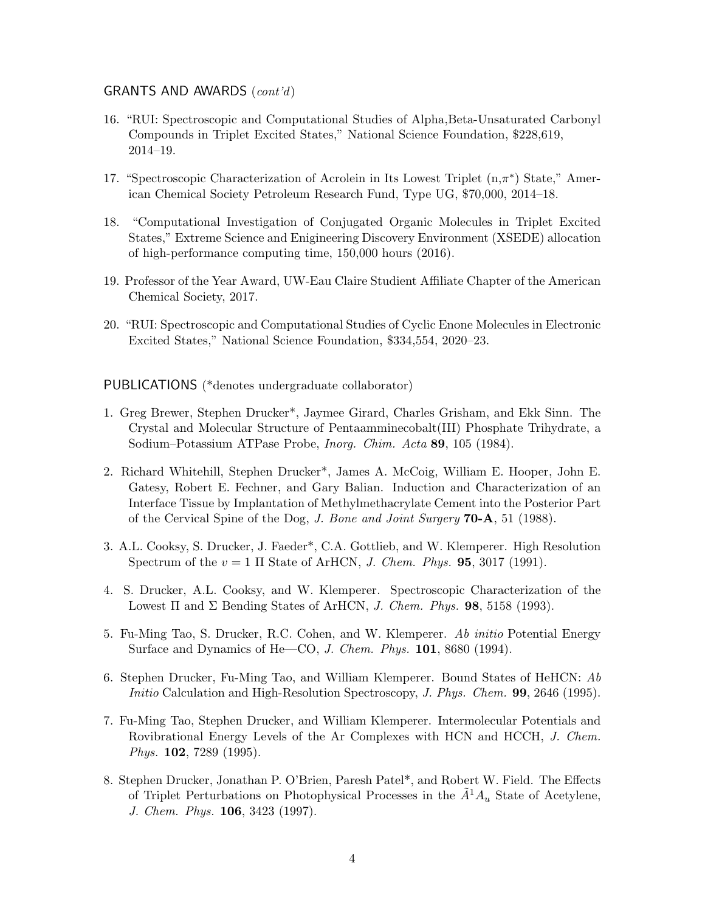## GRANTS AND AWARDS (*cont'd*)

16. "RUI: Spectroscopic and Computational Studies of Alpha,Beta-Unsaturated Carbonyl Compounds in Triplet Excited States," National Science Foundation, $228,619, 2014–19.

17. "Spectroscopic Characterization of Acrolein in Its Lowest Triplet (n,$\pi^*$) State," American Chemical Society Petroleum Research Fund, Type UG, $70,000, 2014–18.

18. "Computational Investigation of Conjugated Organic Molecules in Triplet Excited States," Extreme Science and Enigineering Discovery Environment (XSEDE) allocation of high-performance computing time, 150,000 hours (2016).

19. Professor of the Year Award, UW-Eau Claire Studient Affiliate Chapter of the American Chemical Society, 2017.

20. "RUI: Spectroscopic and Computational Studies of Cyclic Enone Molecules in Electronic Excited States," National Science Foundation, $334,554, 2020–23.

## PUBLICATIONS (*denotes undergraduate collaborator)

1. Greg Brewer, Stephen Drucker*, Jaymee Girard, Charles Grisham, and Ekk Sinn. The Crystal and Molecular Structure of Pentaamminecobalt(III) Phosphate Trihydrate, a Sodium–Potassium ATPase Probe, *Inorg. Chim. Acta* **89**, 105 (1984).

2. Richard Whitehill, Stephen Drucker*, James A. McCoig, William E. Hooper, John E. Gatesy, Robert E. Fechner, and Gary Balian. Induction and Characterization of an Interface Tissue by Implantation of Methylmethacrylate Cement into the Posterior Part of the Cervical Spine of the Dog, *J. Bone and Joint Surgery* **70-A**, 51 (1988).

3. A.L. Cooksy, S. Drucker, J. Faeder*, C.A. Gottlieb, and W. Klemperer. High Resolution Spectrum of the $v = 1$ $\Pi$ State of ArHCN, *J. Chem. Phys.* **95**, 3017 (1991).

4. S. Drucker, A.L. Cooksy, and W. Klemperer. Spectroscopic Characterization of the Lowest $\Pi$ and $\Sigma$ Bending States of ArHCN, *J. Chem. Phys.* **98**, 5158 (1993).

5. Fu-Ming Tao, S. Drucker, R.C. Cohen, and W. Klemperer. *Ab initio* Potential Energy Surface and Dynamics of He—CO, *J. Chem. Phys.* **101**, 8680 (1994).

6. Stephen Drucker, Fu-Ming Tao, and William Klemperer. Bound States of HeHCN: *Ab Initio* Calculation and High-Resolution Spectroscopy, *J. Phys. Chem.* **99**, 2646 (1995).

7. Fu-Ming Tao, Stephen Drucker, and William Klemperer. Intermolecular Potentials and Rovibrational Energy Levels of the Ar Complexes with HCN and HCCH, *J. Chem. Phys.* **102**, 7289 (1995).

8. Stephen Drucker, Jonathan P. O'Brien, Paresh Patel*, and Robert W. Field. The Effects of Triplet Perturbations on Photophysical Processes in the $\tilde{A}^1A_u$ State of Acetylene, *J. Chem. Phys.* **106**, 3423 (1997).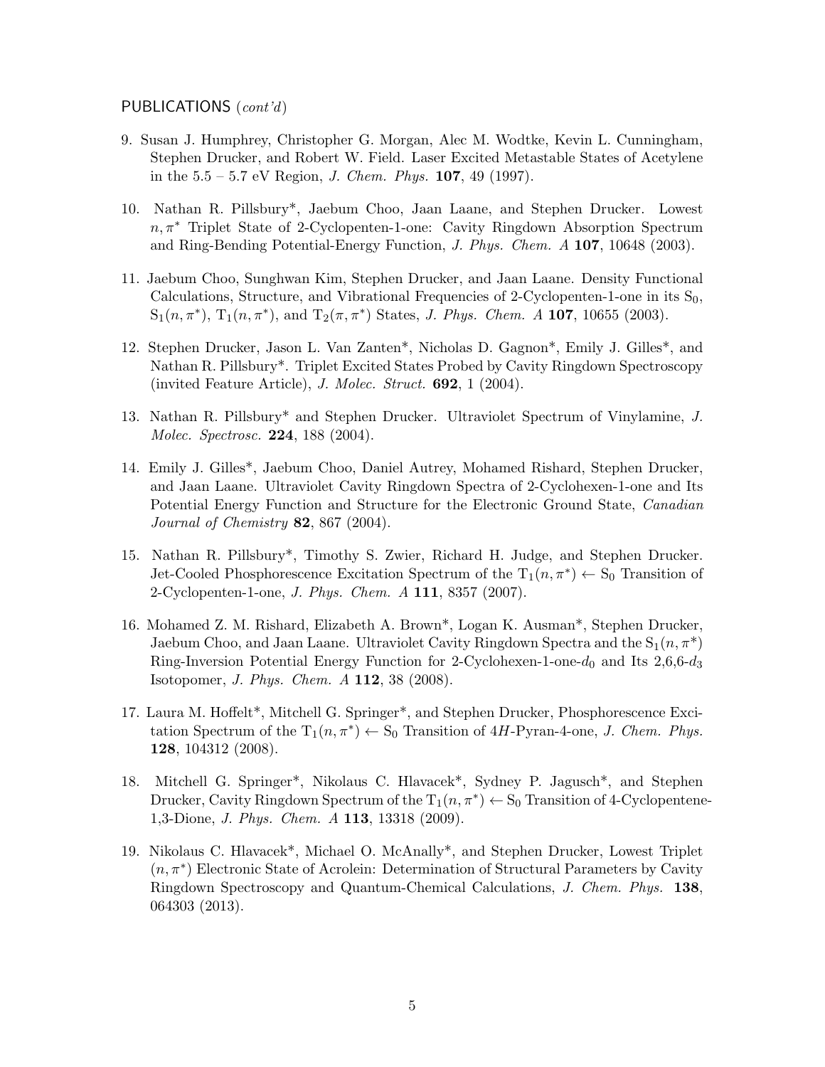PUBLICATIONS (*cont'd*)

9. Susan J. Humphrey, Christopher G. Morgan, Alec M. Wodtke, Kevin L. Cunningham, Stephen Drucker, and Robert W. Field. Laser Excited Metastable States of Acetylene in the 5.5 – 5.7 eV Region, *J. Chem. Phys.* **107**, 49 (1997).

10. Nathan R. Pillsbury*, Jaebum Choo, Jaan Laane, and Stephen Drucker. Lowest $n, \pi^*$ Triplet State of 2-Cyclopenten-1-one: Cavity Ringdown Absorption Spectrum and Ring-Bending Potential-Energy Function, *J. Phys. Chem. A* **107**, 10648 (2003).

11. Jaebum Choo, Sunghwan Kim, Stephen Drucker, and Jaan Laane. Density Functional Calculations, Structure, and Vibrational Frequencies of 2-Cyclopenten-1-one in its $S_0$, $S_1(n, \pi^*)$, $T_1(n, \pi^*)$, and $T_2(\pi, \pi^*)$ States, *J. Phys. Chem. A* **107**, 10655 (2003).

12. Stephen Drucker, Jason L. Van Zanten*, Nicholas D. Gagnon*, Emily J. Gilles*, and Nathan R. Pillsbury*. Triplet Excited States Probed by Cavity Ringdown Spectroscopy (invited Feature Article), *J. Molec. Struct.* **692**, 1 (2004).

13. Nathan R. Pillsbury* and Stephen Drucker. Ultraviolet Spectrum of Vinylamine, *J. Molec. Spectrosc.* **224**, 188 (2004).

14. Emily J. Gilles*, Jaebum Choo, Daniel Autrey, Mohamed Rishard, Stephen Drucker, and Jaan Laane. Ultraviolet Cavity Ringdown Spectra of 2-Cyclohexen-1-one and Its Potential Energy Function and Structure for the Electronic Ground State, *Canadian Journal of Chemistry* **82**, 867 (2004).

15. Nathan R. Pillsbury*, Timothy S. Zwier, Richard H. Judge, and Stephen Drucker. Jet-Cooled Phosphorescence Excitation Spectrum of the $T_1(n, \pi^*) \leftarrow S_0$ Transition of 2-Cyclopenten-1-one, *J. Phys. Chem. A* **111**, 8357 (2007).

16. Mohamed Z. M. Rishard, Elizabeth A. Brown*, Logan K. Ausman*, Stephen Drucker, Jaebum Choo, and Jaan Laane. Ultraviolet Cavity Ringdown Spectra and the $S_1(n, \pi^*)$ Ring-Inversion Potential Energy Function for 2-Cyclohexen-1-one-$d_0$ and Its 2,6,6-$d_3$ Isotopomer, *J. Phys. Chem. A* **112**, 38 (2008).

17. Laura M. Hoffelt*, Mitchell G. Springer*, and Stephen Drucker, Phosphorescence Excitation Spectrum of the $T_1(n, \pi^*) \leftarrow S_0$ Transition of 4*H*-Pyran-4-one, *J. Chem. Phys.* **128**, 104312 (2008).

18. Mitchell G. Springer*, Nikolaus C. Hlavacek*, Sydney P. Jagusch*, and Stephen Drucker, Cavity Ringdown Spectrum of the $T_1(n, \pi^*) \leftarrow S_0$ Transition of 4-Cyclopentene-1,3-Dione, *J. Phys. Chem. A* **113**, 13318 (2009).

19. Nikolaus C. Hlavacek*, Michael O. McAnally*, and Stephen Drucker, Lowest Triplet $(n, \pi^*)$ Electronic State of Acrolein: Determination of Structural Parameters by Cavity Ringdown Spectroscopy and Quantum-Chemical Calculations, *J. Chem. Phys.* **138**, 064303 (2013).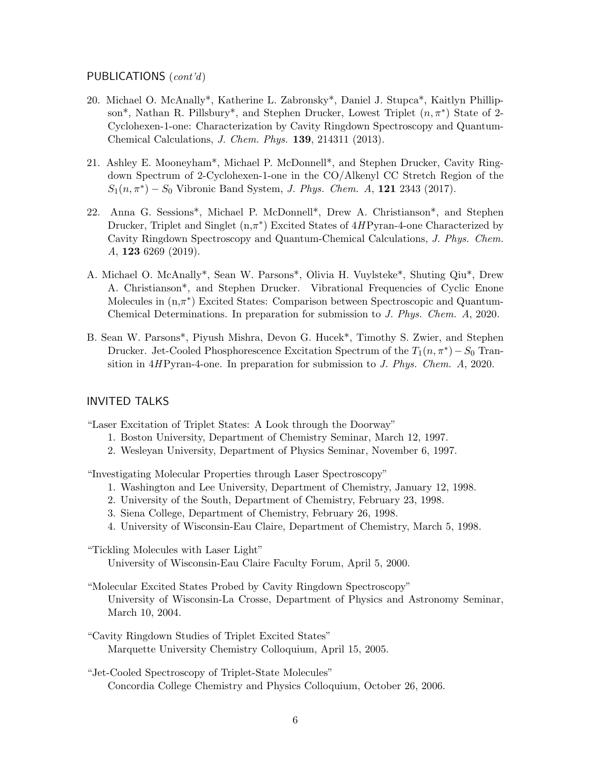## PUBLICATIONS (*cont'd*)

20. Michael O. McAnally*, Katherine L. Zabronsky*, Daniel J. Stupca*, Kaitlyn Phillipson*, Nathan R. Pillsbury*, and Stephen Drucker, Lowest Triplet $(n, \pi^*)$ State of 2-Cyclohexen-1-one: Characterization by Cavity Ringdown Spectroscopy and Quantum-Chemical Calculations, *J. Chem. Phys.* **139**, 214311 (2013).

21. Ashley E. Mooneyham*, Michael P. McDonnell*, and Stephen Drucker, Cavity Ringdown Spectrum of 2-Cyclohexen-1-one in the CO/Alkenyl CC Stretch Region of the $S_1(n, \pi^*) - S_0$ Vibronic Band System, *J. Phys. Chem. A*, **121** 2343 (2017).

22. Anna G. Sessions*, Michael P. McDonnell*, Drew A. Christianson*, and Stephen Drucker, Triplet and Singlet (n,$\pi^*$) Excited States of 4*H*Pyran-4-one Characterized by Cavity Ringdown Spectroscopy and Quantum-Chemical Calculations, *J. Phys. Chem. A*, **123** 6269 (2019).

A. Michael O. McAnally*, Sean W. Parsons*, Olivia H. Vuylsteke*, Shuting Qiu*, Drew A. Christianson*, and Stephen Drucker. Vibrational Frequencies of Cyclic Enone Molecules in (n,$\pi^*$) Excited States: Comparison between Spectroscopic and Quantum-Chemical Determinations. In preparation for submission to *J. Phys. Chem. A*, 2020.

B. Sean W. Parsons*, Piyush Mishra, Devon G. Hucek*, Timothy S. Zwier, and Stephen Drucker. Jet-Cooled Phosphorescence Excitation Spectrum of the $T_1(n, \pi^*) - S_0$ Transition in 4*H*Pyran-4-one. In preparation for submission to *J. Phys. Chem. A*, 2020.

## INVITED TALKS

"Laser Excitation of Triplet States: A Look through the Doorway"

1. Boston University, Department of Chemistry Seminar, March 12, 1997.
2. Wesleyan University, Department of Physics Seminar, November 6, 1997.

"Investigating Molecular Properties through Laser Spectroscopy"

1. Washington and Lee University, Department of Chemistry, January 12, 1998.
2. University of the South, Department of Chemistry, February 23, 1998.
3. Siena College, Department of Chemistry, February 26, 1998.
4. University of Wisconsin-Eau Claire, Department of Chemistry, March 5, 1998.

"Tickling Molecules with Laser Light"
University of Wisconsin-Eau Claire Faculty Forum, April 5, 2000.

"Molecular Excited States Probed by Cavity Ringdown Spectroscopy"
University of Wisconsin-La Crosse, Department of Physics and Astronomy Seminar, March 10, 2004.

"Cavity Ringdown Studies of Triplet Excited States"
Marquette University Chemistry Colloquium, April 15, 2005.

"Jet-Cooled Spectroscopy of Triplet-State Molecules"
Concordia College Chemistry and Physics Colloquium, October 26, 2006.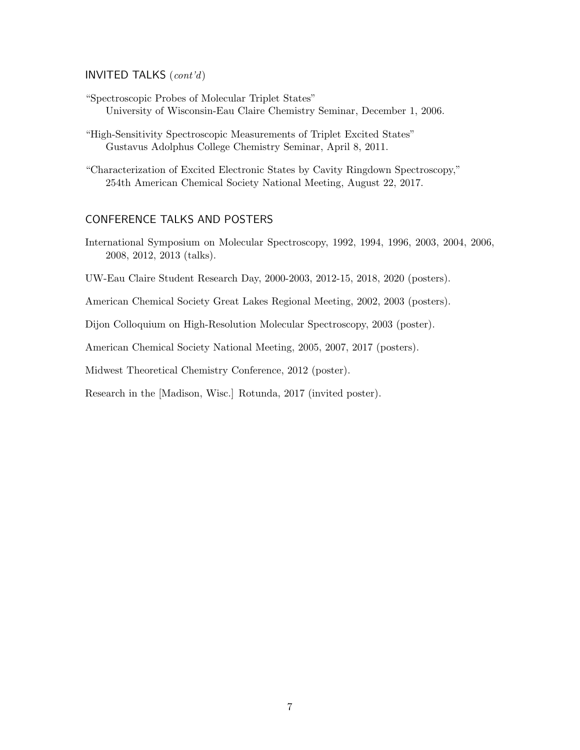## INVITED TALKS (*cont'd*)

"Spectroscopic Probes of Molecular Triplet States"
University of Wisconsin-Eau Claire Chemistry Seminar, December 1, 2006.

"High-Sensitivity Spectroscopic Measurements of Triplet Excited States"
Gustavus Adolphus College Chemistry Seminar, April 8, 2011.

"Characterization of Excited Electronic States by Cavity Ringdown Spectroscopy,"
254th American Chemical Society National Meeting, August 22, 2017.

## CONFERENCE TALKS AND POSTERS

International Symposium on Molecular Spectroscopy, 1992, 1994, 1996, 2003, 2004, 2006, 2008, 2012, 2013 (talks).

UW-Eau Claire Student Research Day, 2000-2003, 2012-15, 2018, 2020 (posters).

American Chemical Society Great Lakes Regional Meeting, 2002, 2003 (posters).

Dijon Colloquium on High-Resolution Molecular Spectroscopy, 2003 (poster).

American Chemical Society National Meeting, 2005, 2007, 2017 (posters).

Midwest Theoretical Chemistry Conference, 2012 (poster).

Research in the [Madison, Wisc.] Rotunda, 2017 (invited poster).